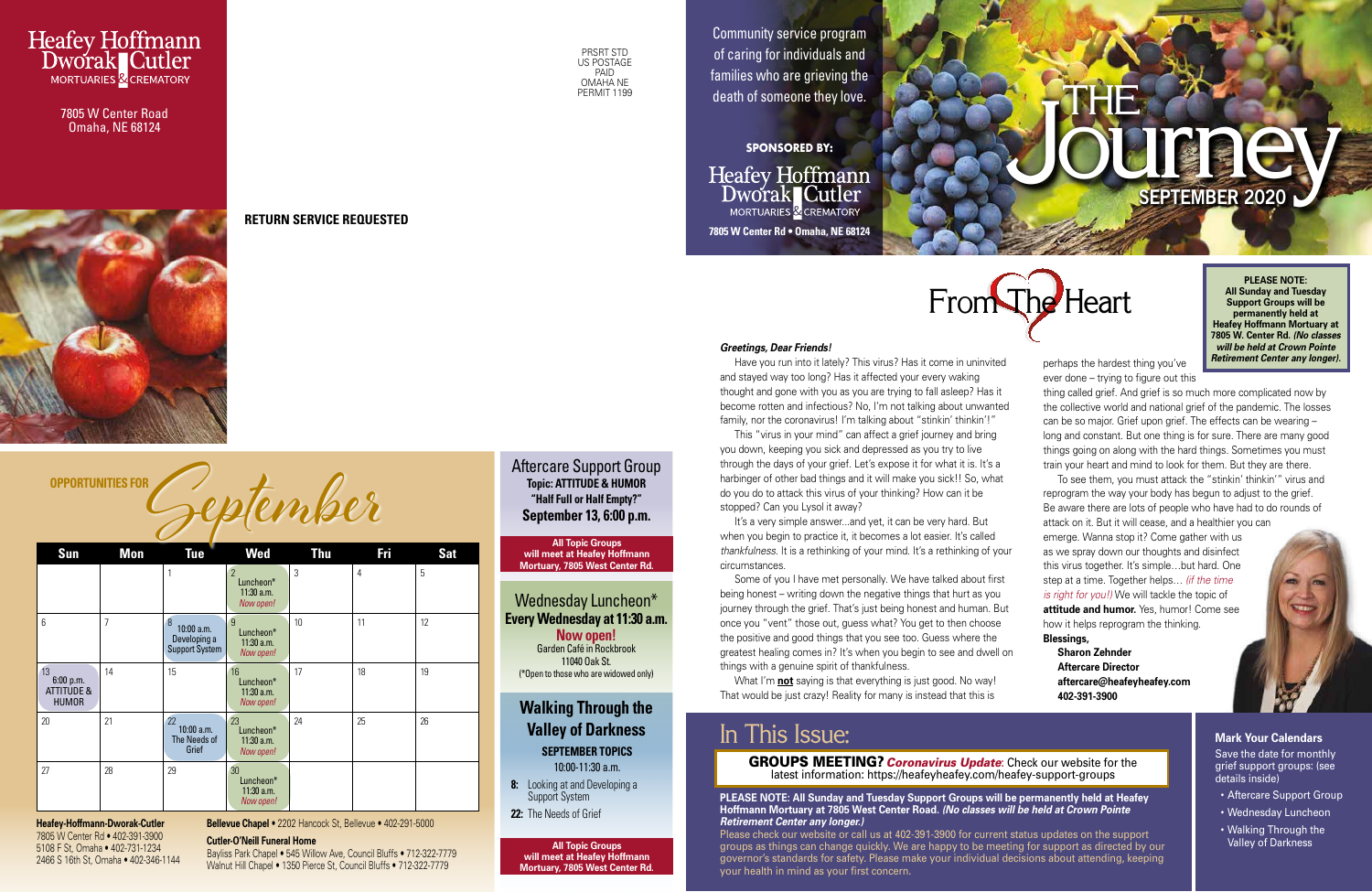# Heafey Hoffmann Dworak Cutler

MORTUARIES & CREMATORY

7805 W Center Road
Omaha, NE 68124

PRSRT STD
US POSTAGE
PAID
OMAHA NE
PERMIT 1199

**RETURN SERVICE REQUESTED**

## OPPORTUNITIES FOR September

| Sun | Mon | Tue | Wed | Thu | Fri | Sat |
|---|---|---|---|---|---|---|
| | | 1 | 2 Luncheon* 11:30 a.m. *Now open!* | 3 | 4 | 5 |
| 6 | 7 | 8 10:00 a.m. Developing a Support System | 9 Luncheon* 11:30 a.m. *Now open!* | 10 | 11 | 12 |
| 13 6:00 p.m. ATTITUDE & HUMOR | 14 | 15 | 16 Luncheon* 11:30 a.m. *Now open!* | 17 | 18 | 19 |
| 20 | 21 | 22 10:00 a.m. The Needs of Grief | 23 Luncheon* 11:30 a.m. *Now open!* | 24 | 25 | 26 |
| 27 | 28 | 29 | 30 Luncheon* 11:30 a.m. *Now open!* | | | |

**Heafey-Hoffmann-Dworak-Cutler**
7805 W Center Rd • 402-391-3900
5108 F St, Omaha • 402-731-1234
2466 S 16th St, Omaha • 402-346-1144

**Bellevue Chapel** • 2202 Hancock St, Bellevue • 402-291-5000

**Cutler-O'Neill Funeral Home**
Bayliss Park Chapel • 545 Willow Ave, Council Bluffs • 712-322-7779
Walnut Hill Chapel • 1350 Pierce St, Council Bluffs • 712-322-7779

## Aftercare Support Group

**Topic: ATTITUDE & HUMOR**
**"Half Full or Half Empty?"**
**September 13, 6:00 p.m.**

**All Topic Groups will meet at Heafey Hoffmann Mortuary, 7805 West Center Rd.**

## Wednesday Luncheon*

**Every Wednesday at 11:30 a.m.**
**Now open!**
Garden Café in Rockbrook
11040 Oak St.
(*Open to those who are widowed only)

## Walking Through the Valley of Darkness

**SEPTEMBER TOPICS**
10:00-11:30 a.m.

- **8:** Looking at and Developing a Support System
- **22:** The Needs of Grief

**All Topic Groups will meet at Heafey Hoffmann Mortuary, 7805 West Center Rd.**

Community service program of caring for individuals and families who are grieving the death of someone they love.

**SPONSORED BY:**
Heafey Hoffmann Dworak Cutler
MORTUARIES & CREMATORY
**7805 W Center Rd • Omaha, NE 68124**

# THE Journey
## SEPTEMBER 2020

**PLEASE NOTE: All Sunday and Tuesday Support Groups will be permanently held at Heafey Hoffmann Mortuary at 7805 W. Center Rd. *(No classes will be held at Crown Pointe Retirement Center any longer).***

## From The Heart

***Greetings, Dear Friends!***

Have you run into it lately? This virus? Has it come in uninvited and stayed way too long? Has it affected your every waking thought and gone with you as you are trying to fall asleep? Has it become rotten and infectious? No, I'm not talking about unwanted family, nor the coronavirus! I'm talking about "stinkin' thinkin'!"

This "virus in your mind" can affect a grief journey and bring you down, keeping you sick and depressed as you try to live through the days of your grief. Let's expose it for what it is. It's a harbinger of other bad things and it will make you sick!! So, what do you do to attack this virus of your thinking? How can it be stopped? Can you Lysol it away?

It's a very simple answer...and yet, it can be very hard. But when you begin to practice it, it becomes a lot easier. It's called *thankfulness*. It is a rethinking of your mind. It's a rethinking of your circumstances.

Some of you I have met personally. We have talked about first being honest – writing down the negative things that hurt as you journey through the grief. That's just being honest and human. But once you "vent" those out, guess what? You get to then choose the positive and good things that you see too. Guess where the greatest healing comes in? It's when you begin to see and dwell on things with a genuine spirit of thankfulness.

What I'm **not** saying is that everything is just good. No way! That would be just crazy! Reality for many is instead that this is perhaps the hardest thing you've ever done – trying to figure out this thing called grief. And grief is so much more complicated now by the collective world and national grief of the pandemic. The losses can be so major. Grief upon grief. The effects can be wearing – long and constant. But one thing is for sure. There are many good things going on along with the hard things. Sometimes you must train your heart and mind to look for them. But they are there.

To see them, you must attack the "stinkin' thinkin'" virus and reprogram the way your body has begun to adjust to the grief. Be aware there are lots of people who have had to do rounds of attack on it. But it will cease, and a healthier you can emerge. Wanna stop it? Come gather with us as we spray down our thoughts and disinfect this virus together. It's simple…but hard. One step at a time. Together helps… *(if the time is right for you!)* We will tackle the topic of **attitude and humor.** Yes, humor! Come see how it helps reprogram the thinking.

**Blessings,**

**Sharon Zehnder**
**Aftercare Director**
**aftercare@heafeyheafey.com**
**402-391-3900**

## In This Issue:

**GROUPS MEETING? *Coronavirus Update*:** Check our website for the latest information: https://heafeyheafey.com/heafey-support-groups

**PLEASE NOTE: All Sunday and Tuesday Support Groups will be permanently held at Heafey Hoffmann Mortuary at 7805 West Center Road. *(No classes will be held at Crown Pointe Retirement Center any longer.)***

Please check our website or call us at 402-391-3900 for current status updates on the support groups as things can change quickly. We are happy to be meeting for support as directed by our governor's standards for safety. Please make your individual decisions about attending, keeping your health in mind as your first concern.

### Mark Your Calendars

Save the date for monthly grief support groups: (see details inside)

- Aftercare Support Group
- Wednesday Luncheon
- Walking Through the Valley of Darkness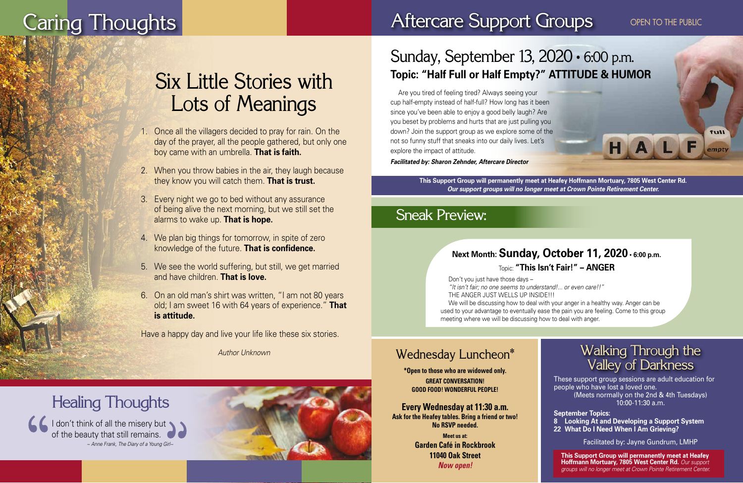# Caring Thoughts

## Six Little Stories with Lots of Meanings

1. Once all the villagers decided to pray for rain. On the day of the prayer, all the people gathered, but only one boy came with an umbrella. **That is faith.**
2. When you throw babies in the air, they laugh because they know you will catch them. **That is trust.**
3. Every night we go to bed without any assurance of being alive the next morning, but we still set the alarms to wake up. **That is hope.**
4. We plan big things for tomorrow, in spite of zero knowledge of the future. **That is confidence.**
5. We see the world suffering, but still, we get married and have children. **That is love.**
6. On an old man's shirt was written, "I am not 80 years old; I am sweet 16 with 64 years of experience." **That is attitude.**

Have a happy day and live your life like these six stories.

*Author Unknown*

## Healing Thoughts

"I don't think of all the misery but of the beauty that still remains."

*~ Anne Frank, The Diary of a Young Girl~*

# Aftercare Support Groups

OPEN TO THE PUBLIC

## Sunday, September 13, 2020 • 6:00 p.m.

### Topic: "Half Full or Half Empty?" ATTITUDE & HUMOR

Are you tired of feeling tired? Always seeing your cup half-empty instead of half-full? How long has it been since you've been able to enjoy a good belly laugh? Are you beset by problems and hurts that are just pulling you down? Join the support group as we explore some of the not so funny stuff that sneaks into our daily lives. Let's explore the impact of attitude.

***Facilitated by: Sharon Zehnder, Aftercare Director***

**This Support Group will permanently meet at Heafey Hoffmann Mortuary, 7805 West Center Rd.**
***Our support groups will no longer meet at Crown Pointe Retirement Center.***

## Sneak Preview:

### Next Month: Sunday, October 11, 2020 • 6:00 p.m.

Topic: **"This Isn't Fair!" – ANGER**

Don't you just have those days –
*"It isn't fair; no one seems to understand!... or even care!!"*
THE ANGER JUST WELLS UP INSIDE!!!

We will be discussing how to deal with your anger in a healthy way. Anger can be used to your advantage to eventually ease the pain you are feeling. Come to this group meeting where we will be discussing how to deal with anger.

## Wednesday Luncheon*

***Open to those who are widowed only.**

**GREAT CONVERSATION!**
**GOOD FOOD! WONDERFUL PEOPLE!**

**Every Wednesday at 11:30 a.m.**
**Ask for the Heafey tables. Bring a friend or two!**
**No RSVP needed.**

**Meet us at:**
**Garden Café in Rockbrook**
**11040 Oak Street**
***Now open!***

## Walking Through the Valley of Darkness

These support group sessions are adult education for people who have lost a loved one.
(Meets normally on the 2nd & 4th Tuesdays)
10:00-11:30 a.m.

**September Topics:**
**8 Looking At and Developing a Support System**
**22 What Do I Need When I Am Grieving?**

Facilitated by: Jayne Gundrum, LMHP

**This Support Group will permanently meet at Heafey Hoffmann Mortuary, 7805 West Center Rd.** *Our support groups will no longer meet at Crown Pointe Retirement Center.*